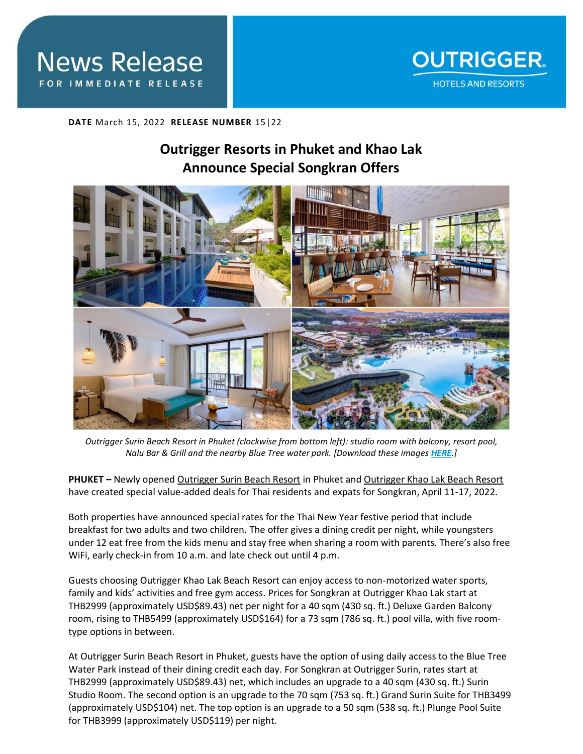# News Release

FOR IMMEDIATE RELEASE

OUTRIGGER HOTELS AND RESORTS

**DATE** March 15, 2022 **RELEASE NUMBER** 15|22

## Outrigger Resorts in Phuket and Khao Lak Announce Special Songkran Offers

*Outrigger Surin Beach Resort in Phuket (clockwise from bottom left): studio room with balcony, resort pool, Nalu Bar & Grill and the nearby Blue Tree water park. [Download these images HERE.]*

**PHUKET –** Newly opened Outrigger Surin Beach Resort in Phuket and Outrigger Khao Lak Beach Resort have created special value-added deals for Thai residents and expats for Songkran, April 11-17, 2022.

Both properties have announced special rates for the Thai New Year festive period that include breakfast for two adults and two children. The offer gives a dining credit per night, while youngsters under 12 eat free from the kids menu and stay free when sharing a room with parents. There's also free WiFi, early check-in from 10 a.m. and late check out until 4 p.m.

Guests choosing Outrigger Khao Lak Beach Resort can enjoy access to non-motorized water sports, family and kids' activities and free gym access. Prices for Songkran at Outrigger Khao Lak start at THB2999 (approximately USD$89.43) net per night for a 40 sqm (430 sq. ft.) Deluxe Garden Balcony room, rising to THB5499 (approximately USD$164) for a 73 sqm (786 sq. ft.) pool villa, with five room-type options in between.

At Outrigger Surin Beach Resort in Phuket, guests have the option of using daily access to the Blue Tree Water Park instead of their dining credit each day. For Songkran at Outrigger Surin, rates start at THB2999 (approximately USD$89.43) net, which includes an upgrade to a 40 sqm (430 sq. ft.) Surin Studio Room. The second option is an upgrade to the 70 sqm (753 sq. ft.) Grand Surin Suite for THB3499 (approximately USD$104) net. The top option is an upgrade to a 50 sqm (538 sq. ft.) Plunge Pool Suite for THB3999 (approximately USD$119) per night.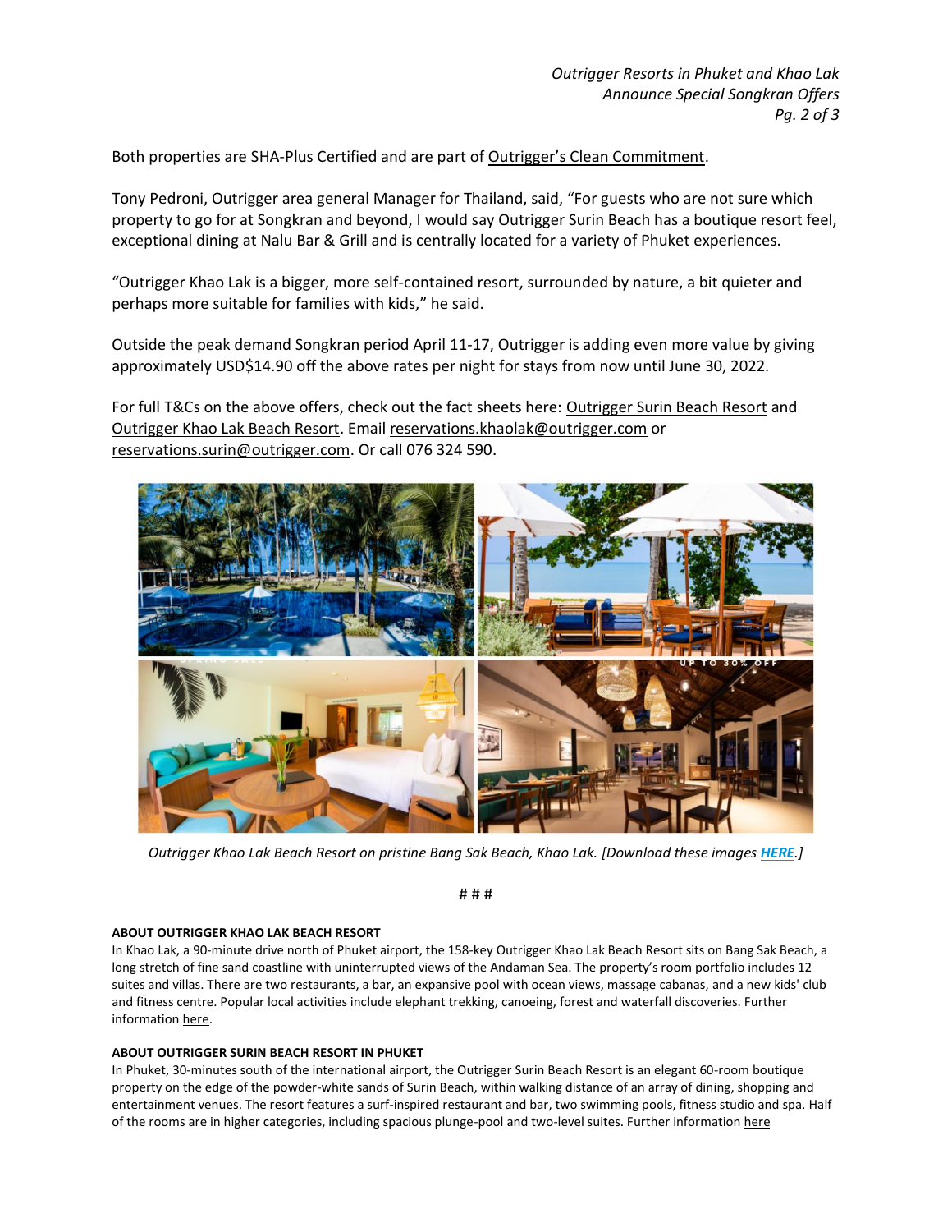Both properties are SHA-Plus Certified and are part of Outrigger's Clean Commitment.

Tony Pedroni, Outrigger area general Manager for Thailand, said, "For guests who are not sure which property to go for at Songkran and beyond, I would say Outrigger Surin Beach has a boutique resort feel, exceptional dining at Nalu Bar & Grill and is centrally located for a variety of Phuket experiences.

"Outrigger Khao Lak is a bigger, more self-contained resort, surrounded by nature, a bit quieter and perhaps more suitable for families with kids," he said.

Outside the peak demand Songkran period April 11-17, Outrigger is adding even more value by giving approximately USD$14.90 off the above rates per night for stays from now until June 30, 2022.

For full T&Cs on the above offers, check out the fact sheets here: Outrigger Surin Beach Resort and Outrigger Khao Lak Beach Resort. Email reservations.khaolak@outrigger.com or reservations.surin@outrigger.com. Or call 076 324 590.

*Outrigger Khao Lak Beach Resort on pristine Bang Sak Beach, Khao Lak. [Download these images **HERE**.]*

# # #

**ABOUT OUTRIGGER KHAO LAK BEACH RESORT**

In Khao Lak, a 90-minute drive north of Phuket airport, the 158-key Outrigger Khao Lak Beach Resort sits on Bang Sak Beach, a long stretch of fine sand coastline with uninterrupted views of the Andaman Sea. The property's room portfolio includes 12 suites and villas. There are two restaurants, a bar, an expansive pool with ocean views, massage cabanas, and a new kids' club and fitness centre. Popular local activities include elephant trekking, canoeing, forest and waterfall discoveries. Further information here.

**ABOUT OUTRIGGER SURIN BEACH RESORT IN PHUKET**

In Phuket, 30-minutes south of the international airport, the Outrigger Surin Beach Resort is an elegant 60-room boutique property on the edge of the powder-white sands of Surin Beach, within walking distance of an array of dining, shopping and entertainment venues. The resort features a surf-inspired restaurant and bar, two swimming pools, fitness studio and spa. Half of the rooms are in higher categories, including spacious plunge-pool and two-level suites. Further information here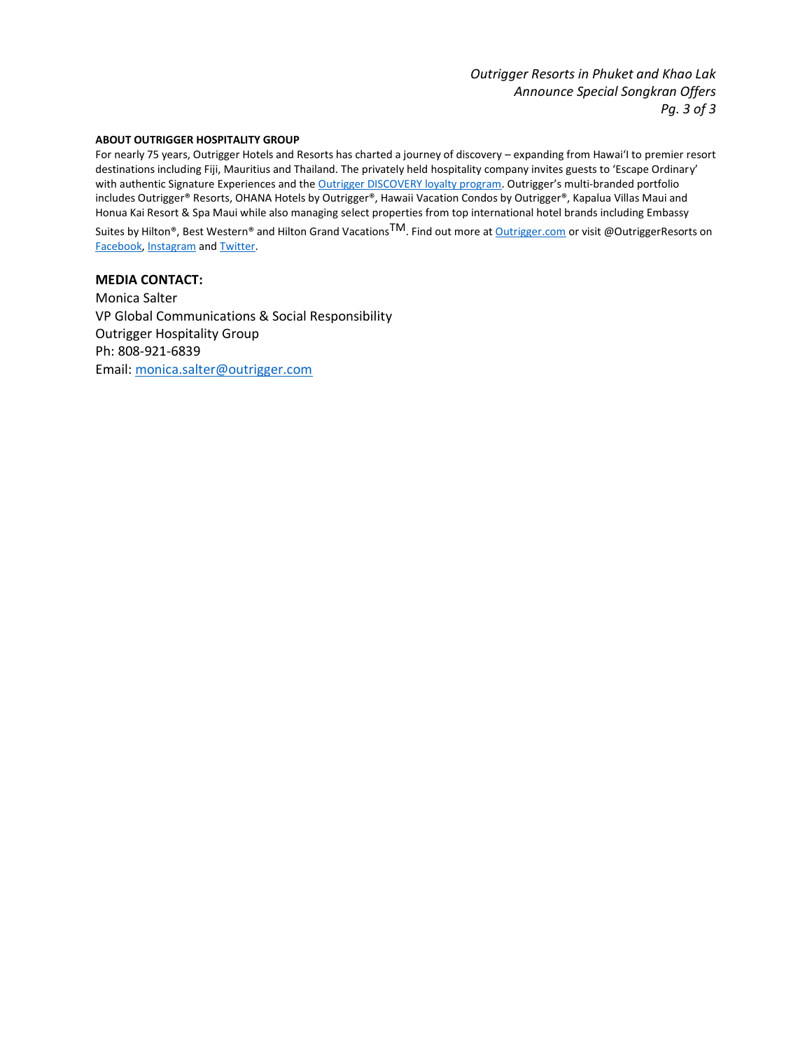**ABOUT OUTRIGGER HOSPITALITY GROUP**

For nearly 75 years, Outrigger Hotels and Resorts has charted a journey of discovery – expanding from Hawai'I to premier resort destinations including Fiji, Mauritius and Thailand. The privately held hospitality company invites guests to 'Escape Ordinary' with authentic Signature Experiences and the Outrigger DISCOVERY loyalty program. Outrigger's multi-branded portfolio includes Outrigger® Resorts, OHANA Hotels by Outrigger®, Hawaii Vacation Condos by Outrigger®, Kapalua Villas Maui and Honua Kai Resort & Spa Maui while also managing select properties from top international hotel brands including Embassy Suites by Hilton®, Best Western® and Hilton Grand Vacations™. Find out more at Outrigger.com or visit @OutriggerResorts on Facebook, Instagram and Twitter.

**MEDIA CONTACT:**

Monica Salter
VP Global Communications & Social Responsibility
Outrigger Hospitality Group
Ph: 808-921-6839
Email: monica.salter@outrigger.com